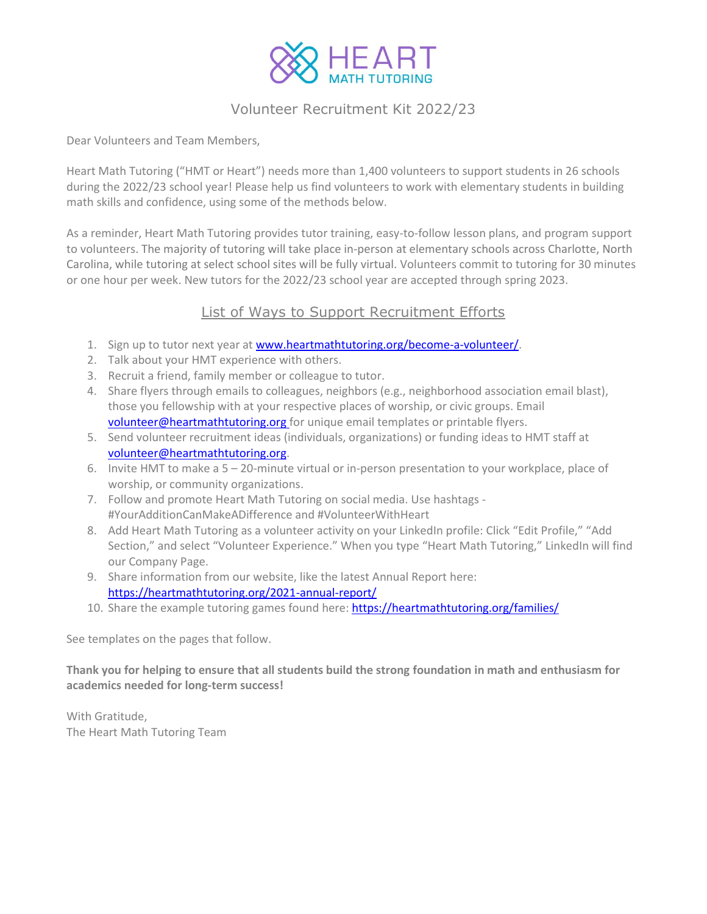# HEART MATH TUTORING

## Volunteer Recruitment Kit 2022/23

Dear Volunteers and Team Members,

Heart Math Tutoring ("HMT or Heart") needs more than 1,400 volunteers to support students in 26 schools during the 2022/23 school year! Please help us find volunteers to work with elementary students in building math skills and confidence, using some of the methods below.

As a reminder, Heart Math Tutoring provides tutor training, easy-to-follow lesson plans, and program support to volunteers. The majority of tutoring will take place in-person at elementary schools across Charlotte, North Carolina, while tutoring at select school sites will be fully virtual. Volunteers commit to tutoring for 30 minutes or one hour per week. New tutors for the 2022/23 school year are accepted through spring 2023.

### List of Ways to Support Recruitment Efforts

1. Sign up to tutor next year at www.heartmathtutoring.org/become-a-volunteer/.
2. Talk about your HMT experience with others.
3. Recruit a friend, family member or colleague to tutor.
4. Share flyers through emails to colleagues, neighbors (e.g., neighborhood association email blast), those you fellowship with at your respective places of worship, or civic groups. Email volunteer@heartmathtutoring.org for unique email templates or printable flyers.
5. Send volunteer recruitment ideas (individuals, organizations) or funding ideas to HMT staff at volunteer@heartmathtutoring.org.
6. Invite HMT to make a 5 – 20-minute virtual or in-person presentation to your workplace, place of worship, or community organizations.
7. Follow and promote Heart Math Tutoring on social media. Use hashtags - #YourAdditionCanMakeADifference and #VolunteerWithHeart
8. Add Heart Math Tutoring as a volunteer activity on your LinkedIn profile: Click "Edit Profile," "Add Section," and select "Volunteer Experience." When you type "Heart Math Tutoring," LinkedIn will find our Company Page.
9. Share information from our website, like the latest Annual Report here: https://heartmathtutoring.org/2021-annual-report/
10. Share the example tutoring games found here: https://heartmathtutoring.org/families/

See templates on the pages that follow.

**Thank you for helping to ensure that all students build the strong foundation in math and enthusiasm for academics needed for long-term success!**

With Gratitude,
The Heart Math Tutoring Team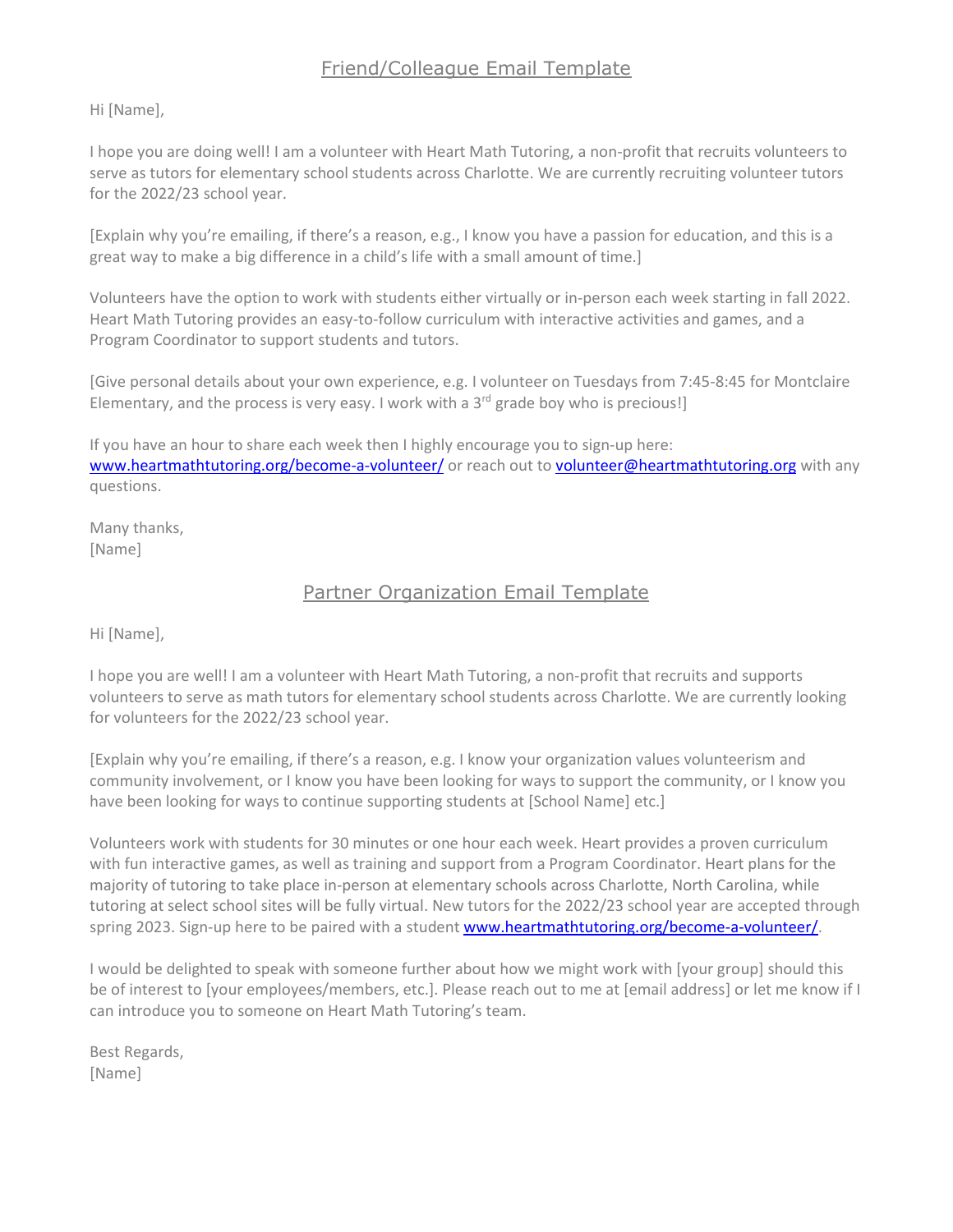## Friend/Colleague Email Template

Hi [Name],

I hope you are doing well! I am a volunteer with Heart Math Tutoring, a non-profit that recruits volunteers to serve as tutors for elementary school students across Charlotte. We are currently recruiting volunteer tutors for the 2022/23 school year.

[Explain why you're emailing, if there's a reason, e.g., I know you have a passion for education, and this is a great way to make a big difference in a child's life with a small amount of time.]

Volunteers have the option to work with students either virtually or in-person each week starting in fall 2022. Heart Math Tutoring provides an easy-to-follow curriculum with interactive activities and games, and a Program Coordinator to support students and tutors.

[Give personal details about your own experience, e.g. I volunteer on Tuesdays from 7:45-8:45 for Montclaire Elementary, and the process is very easy. I work with a 3rd grade boy who is precious!]

If you have an hour to share each week then I highly encourage you to sign-up here: [www.heartmathtutoring.org/become-a-volunteer/](http://www.heartmathtutoring.org/become-a-volunteer/) or reach out to [volunteer@heartmathtutoring.org](mailto:volunteer@heartmathtutoring.org) with any questions.

Many thanks,
[Name]

## Partner Organization Email Template

Hi [Name],

I hope you are well! I am a volunteer with Heart Math Tutoring, a non-profit that recruits and supports volunteers to serve as math tutors for elementary school students across Charlotte. We are currently looking for volunteers for the 2022/23 school year.

[Explain why you're emailing, if there's a reason, e.g. I know your organization values volunteerism and community involvement, or I know you have been looking for ways to support the community, or I know you have been looking for ways to continue supporting students at [School Name] etc.]

Volunteers work with students for 30 minutes or one hour each week. Heart provides a proven curriculum with fun interactive games, as well as training and support from a Program Coordinator. Heart plans for the majority of tutoring to take place in-person at elementary schools across Charlotte, North Carolina, while tutoring at select school sites will be fully virtual. New tutors for the 2022/23 school year are accepted through spring 2023. Sign-up here to be paired with a student [www.heartmathtutoring.org/become-a-volunteer/](http://www.heartmathtutoring.org/become-a-volunteer/).

I would be delighted to speak with someone further about how we might work with [your group] should this be of interest to [your employees/members, etc.]. Please reach out to me at [email address] or let me know if I can introduce you to someone on Heart Math Tutoring's team.

Best Regards,
[Name]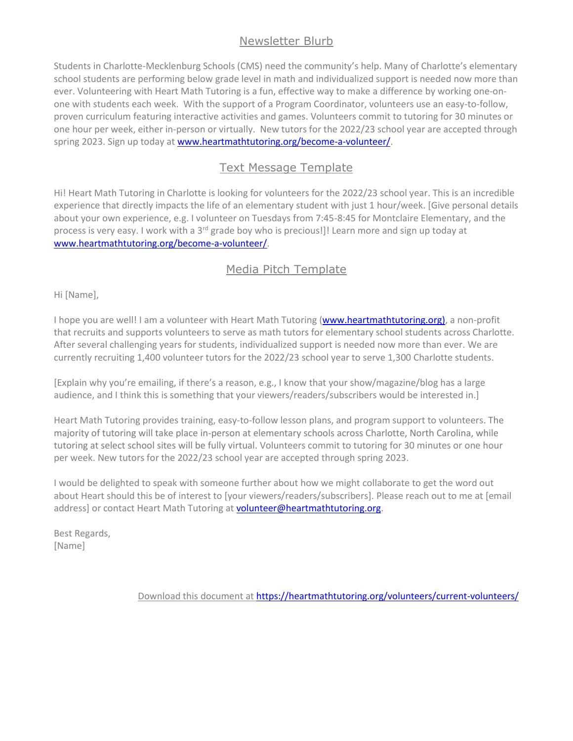## Newsletter Blurb

Students in Charlotte-Mecklenburg Schools (CMS) need the community's help. Many of Charlotte's elementary school students are performing below grade level in math and individualized support is needed now more than ever. Volunteering with Heart Math Tutoring is a fun, effective way to make a difference by working one-on-one with students each week. With the support of a Program Coordinator, volunteers use an easy-to-follow, proven curriculum featuring interactive activities and games. Volunteers commit to tutoring for 30 minutes or one hour per week, either in-person or virtually. New tutors for the 2022/23 school year are accepted through spring 2023. Sign up today at [www.heartmathtutoring.org/become-a-volunteer/](www.heartmathtutoring.org/become-a-volunteer/).

## Text Message Template

Hi! Heart Math Tutoring in Charlotte is looking for volunteers for the 2022/23 school year. This is an incredible experience that directly impacts the life of an elementary student with just 1 hour/week. [Give personal details about your own experience, e.g. I volunteer on Tuesdays from 7:45-8:45 for Montclaire Elementary, and the process is very easy. I work with a 3rd grade boy who is precious!]! Learn more and sign up today at [www.heartmathtutoring.org/become-a-volunteer/](www.heartmathtutoring.org/become-a-volunteer/).

## Media Pitch Template

Hi [Name],

I hope you are well! I am a volunteer with Heart Math Tutoring ([www.heartmathtutoring.org](www.heartmathtutoring.org))), a non-profit that recruits and supports volunteers to serve as math tutors for elementary school students across Charlotte. After several challenging years for students, individualized support is needed now more than ever. We are currently recruiting 1,400 volunteer tutors for the 2022/23 school year to serve 1,300 Charlotte students.

[Explain why you're emailing, if there's a reason, e.g., I know that your show/magazine/blog has a large audience, and I think this is something that your viewers/readers/subscribers would be interested in.]

Heart Math Tutoring provides training, easy-to-follow lesson plans, and program support to volunteers. The majority of tutoring will take place in-person at elementary schools across Charlotte, North Carolina, while tutoring at select school sites will be fully virtual. Volunteers commit to tutoring for 30 minutes or one hour per week. New tutors for the 2022/23 school year are accepted through spring 2023.

I would be delighted to speak with someone further about how we might collaborate to get the word out about Heart should this be of interest to [your viewers/readers/subscribers]. Please reach out to me at [email address] or contact Heart Math Tutoring at [volunteer@heartmathtutoring.org](mailto:volunteer@heartmathtutoring.org).

Best Regards,
[Name]

Download this document at [https://heartmathtutoring.org/volunteers/current-volunteers/](https://heartmathtutoring.org/volunteers/current-volunteers/)